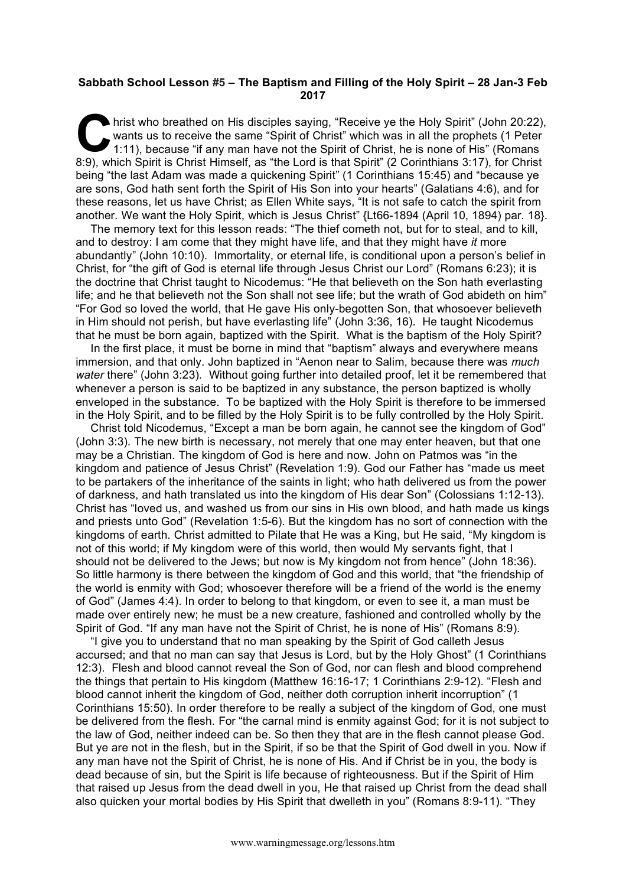**Sabbath School Lesson #5 – The Baptism and Filling of the Holy Spirit – 28 Jan-3 Feb 2017**

Christ who breathed on His disciples saying, "Receive ye the Holy Spirit" (John 20:22), wants us to receive the same "Spirit of Christ" which was in all the prophets (1 Peter 1:11), because "if any man have not the Spirit of Christ, he is none of His" (Romans 8:9), which Spirit is Christ Himself, as "the Lord is that Spirit" (2 Corinthians 3:17), for Christ being "the last Adam was made a quickening Spirit" (1 Corinthians 15:45) and "because ye are sons, God hath sent forth the Spirit of His Son into your hearts" (Galatians 4:6), and for these reasons, let us have Christ; as Ellen White says, "It is not safe to catch the spirit from another. We want the Holy Spirit, which is Jesus Christ" {Lt66-1894 (April 10, 1894) par. 18}.

The memory text for this lesson reads: "The thief cometh not, but for to steal, and to kill, and to destroy: I am come that they might have life, and that they might have *it* more abundantly" (John 10:10). Immortality, or eternal life, is conditional upon a person's belief in Christ, for "the gift of God is eternal life through Jesus Christ our Lord" (Romans 6:23); it is the doctrine that Christ taught to Nicodemus: "He that believeth on the Son hath everlasting life; and he that believeth not the Son shall not see life; but the wrath of God abideth on him" "For God so loved the world, that He gave His only-begotten Son, that whosoever believeth in Him should not perish, but have everlasting life" (John 3:36, 16). He taught Nicodemus that he must be born again, baptized with the Spirit. What is the baptism of the Holy Spirit?

In the first place, it must be borne in mind that "baptism" always and everywhere means immersion, and that only. John baptized in "Aenon near to Salim, because there was *much water* there" (John 3:23). Without going further into detailed proof, let it be remembered that whenever a person is said to be baptized in any substance, the person baptized is wholly enveloped in the substance. To be baptized with the Holy Spirit is therefore to be immersed in the Holy Spirit, and to be filled by the Holy Spirit is to be fully controlled by the Holy Spirit.

Christ told Nicodemus, "Except a man be born again, he cannot see the kingdom of God" (John 3:3). The new birth is necessary, not merely that one may enter heaven, but that one may be a Christian. The kingdom of God is here and now. John on Patmos was "in the kingdom and patience of Jesus Christ" (Revelation 1:9). God our Father has "made us meet to be partakers of the inheritance of the saints in light; who hath delivered us from the power of darkness, and hath translated us into the kingdom of His dear Son" (Colossians 1:12-13). Christ has "loved us, and washed us from our sins in His own blood, and hath made us kings and priests unto God" (Revelation 1:5-6). But the kingdom has no sort of connection with the kingdoms of earth. Christ admitted to Pilate that He was a King, but He said, "My kingdom is not of this world; if My kingdom were of this world, then would My servants fight, that I should not be delivered to the Jews; but now is My kingdom not from hence" (John 18:36). So little harmony is there between the kingdom of God and this world, that "the friendship of the world is enmity with God; whosoever therefore will be a friend of the world is the enemy of God" (James 4:4). In order to belong to that kingdom, or even to see it, a man must be made over entirely new; he must be a new creature, fashioned and controlled wholly by the Spirit of God. "If any man have not the Spirit of Christ, he is none of His" (Romans 8:9).

"I give you to understand that no man speaking by the Spirit of God calleth Jesus accursed; and that no man can say that Jesus is Lord, but by the Holy Ghost" (1 Corinthians 12:3). Flesh and blood cannot reveal the Son of God, nor can flesh and blood comprehend the things that pertain to His kingdom (Matthew 16:16-17; 1 Corinthians 2:9-12). "Flesh and blood cannot inherit the kingdom of God, neither doth corruption inherit incorruption" (1 Corinthians 15:50). In order therefore to be really a subject of the kingdom of God, one must be delivered from the flesh. For "the carnal mind is enmity against God; for it is not subject to the law of God, neither indeed can be. So then they that are in the flesh cannot please God. But ye are not in the flesh, but in the Spirit, if so be that the Spirit of God dwell in you. Now if any man have not the Spirit of Christ, he is none of His. And if Christ be in you, the body is dead because of sin, but the Spirit is life because of righteousness. But if the Spirit of Him that raised up Jesus from the dead dwell in you, He that raised up Christ from the dead shall also quicken your mortal bodies by His Spirit that dwelleth in you" (Romans 8:9-11). "They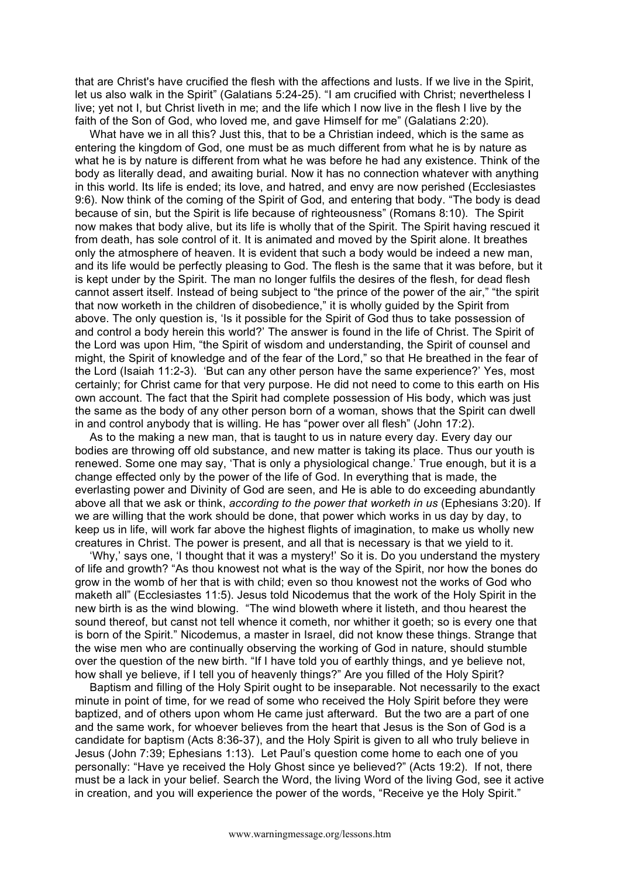that are Christ's have crucified the flesh with the affections and lusts. If we live in the Spirit, let us also walk in the Spirit" (Galatians 5:24-25). "I am crucified with Christ; nevertheless I live; yet not I, but Christ liveth in me; and the life which I now live in the flesh I live by the faith of the Son of God, who loved me, and gave Himself for me" (Galatians 2:20).

What have we in all this? Just this, that to be a Christian indeed, which is the same as entering the kingdom of God, one must be as much different from what he is by nature as what he is by nature is different from what he was before he had any existence. Think of the body as literally dead, and awaiting burial. Now it has no connection whatever with anything in this world. Its life is ended; its love, and hatred, and envy are now perished (Ecclesiastes 9:6). Now think of the coming of the Spirit of God, and entering that body. "The body is dead because of sin, but the Spirit is life because of righteousness" (Romans 8:10). The Spirit now makes that body alive, but its life is wholly that of the Spirit. The Spirit having rescued it from death, has sole control of it. It is animated and moved by the Spirit alone. It breathes only the atmosphere of heaven. It is evident that such a body would be indeed a new man, and its life would be perfectly pleasing to God. The flesh is the same that it was before, but it is kept under by the Spirit. The man no longer fulfils the desires of the flesh, for dead flesh cannot assert itself. Instead of being subject to "the prince of the power of the air," "the spirit that now worketh in the children of disobedience," it is wholly guided by the Spirit from above. The only question is, 'Is it possible for the Spirit of God thus to take possession of and control a body herein this world?' The answer is found in the life of Christ. The Spirit of the Lord was upon Him, "the Spirit of wisdom and understanding, the Spirit of counsel and might, the Spirit of knowledge and of the fear of the Lord," so that He breathed in the fear of the Lord (Isaiah 11:2-3). 'But can any other person have the same experience?' Yes, most certainly; for Christ came for that very purpose. He did not need to come to this earth on His own account. The fact that the Spirit had complete possession of His body, which was just the same as the body of any other person born of a woman, shows that the Spirit can dwell in and control anybody that is willing. He has "power over all flesh" (John 17:2).

As to the making a new man, that is taught to us in nature every day. Every day our bodies are throwing off old substance, and new matter is taking its place. Thus our youth is renewed. Some one may say, 'That is only a physiological change.' True enough, but it is a change effected only by the power of the life of God. In everything that is made, the everlasting power and Divinity of God are seen, and He is able to do exceeding abundantly above all that we ask or think, *according to the power that worketh in us* (Ephesians 3:20). If we are willing that the work should be done, that power which works in us day by day, to keep us in life, will work far above the highest flights of imagination, to make us wholly new creatures in Christ. The power is present, and all that is necessary is that we yield to it.

'Why,' says one, 'I thought that it was a mystery!' So it is. Do you understand the mystery of life and growth? "As thou knowest not what is the way of the Spirit, nor how the bones do grow in the womb of her that is with child; even so thou knowest not the works of God who maketh all" (Ecclesiastes 11:5). Jesus told Nicodemus that the work of the Holy Spirit in the new birth is as the wind blowing. "The wind bloweth where it listeth, and thou hearest the sound thereof, but canst not tell whence it cometh, nor whither it goeth; so is every one that is born of the Spirit." Nicodemus, a master in Israel, did not know these things. Strange that the wise men who are continually observing the working of God in nature, should stumble over the question of the new birth. "If I have told you of earthly things, and ye believe not, how shall ye believe, if I tell you of heavenly things?" Are you filled of the Holy Spirit?

Baptism and filling of the Holy Spirit ought to be inseparable. Not necessarily to the exact minute in point of time, for we read of some who received the Holy Spirit before they were baptized, and of others upon whom He came just afterward. But the two are a part of one and the same work, for whoever believes from the heart that Jesus is the Son of God is a candidate for baptism (Acts 8:36-37), and the Holy Spirit is given to all who truly believe in Jesus (John 7:39; Ephesians 1:13). Let Paul's question come home to each one of you personally: "Have ye received the Holy Ghost since ye believed?" (Acts 19:2). If not, there must be a lack in your belief. Search the Word, the living Word of the living God, see it active in creation, and you will experience the power of the words, "Receive ye the Holy Spirit."